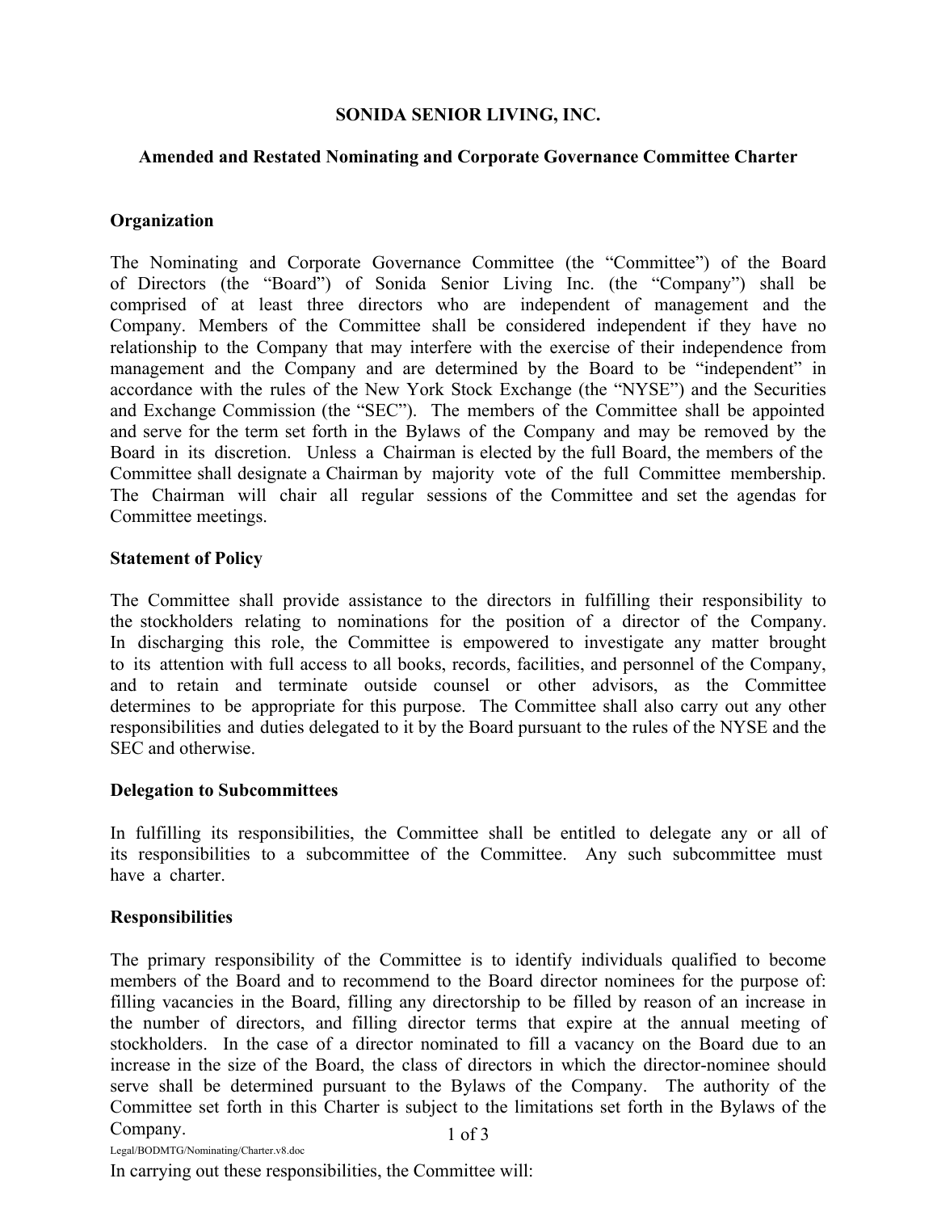**SONIDA SENIOR LIVING, INC.**

**Amended and Restated Nominating and Corporate Governance Committee Charter**

## Organization

The Nominating and Corporate Governance Committee (the "Committee") of the Board of Directors (the "Board") of Sonida Senior Living Inc. (the "Company") shall be comprised of at least three directors who are independent of management and the Company. Members of the Committee shall be considered independent if they have no relationship to the Company that may interfere with the exercise of their independence from management and the Company and are determined by the Board to be "independent" in accordance with the rules of the New York Stock Exchange (the "NYSE") and the Securities and Exchange Commission (the "SEC"). The members of the Committee shall be appointed and serve for the term set forth in the Bylaws of the Company and may be removed by the Board in its discretion. Unless a Chairman is elected by the full Board, the members of the Committee shall designate a Chairman by majority vote of the full Committee membership. The Chairman will chair all regular sessions of the Committee and set the agendas for Committee meetings.

## Statement of Policy

The Committee shall provide assistance to the directors in fulfilling their responsibility to the stockholders relating to nominations for the position of a director of the Company. In discharging this role, the Committee is empowered to investigate any matter brought to its attention with full access to all books, records, facilities, and personnel of the Company, and to retain and terminate outside counsel or other advisors, as the Committee determines to be appropriate for this purpose. The Committee shall also carry out any other responsibilities and duties delegated to it by the Board pursuant to the rules of the NYSE and the SEC and otherwise.

## Delegation to Subcommittees

In fulfilling its responsibilities, the Committee shall be entitled to delegate any or all of its responsibilities to a subcommittee of the Committee. Any such subcommittee must have a charter.

## Responsibilities

The primary responsibility of the Committee is to identify individuals qualified to become members of the Board and to recommend to the Board director nominees for the purpose of: filling vacancies in the Board, filling any directorship to be filled by reason of an increase in the number of directors, and filling director terms that expire at the annual meeting of stockholders. In the case of a director nominated to fill a vacancy on the Board due to an increase in the size of the Board, the class of directors in which the director-nominee should serve shall be determined pursuant to the Bylaws of the Company. The authority of the Committee set forth in this Charter is subject to the limitations set forth in the Bylaws of the Company.

In carrying out these responsibilities, the Committee will: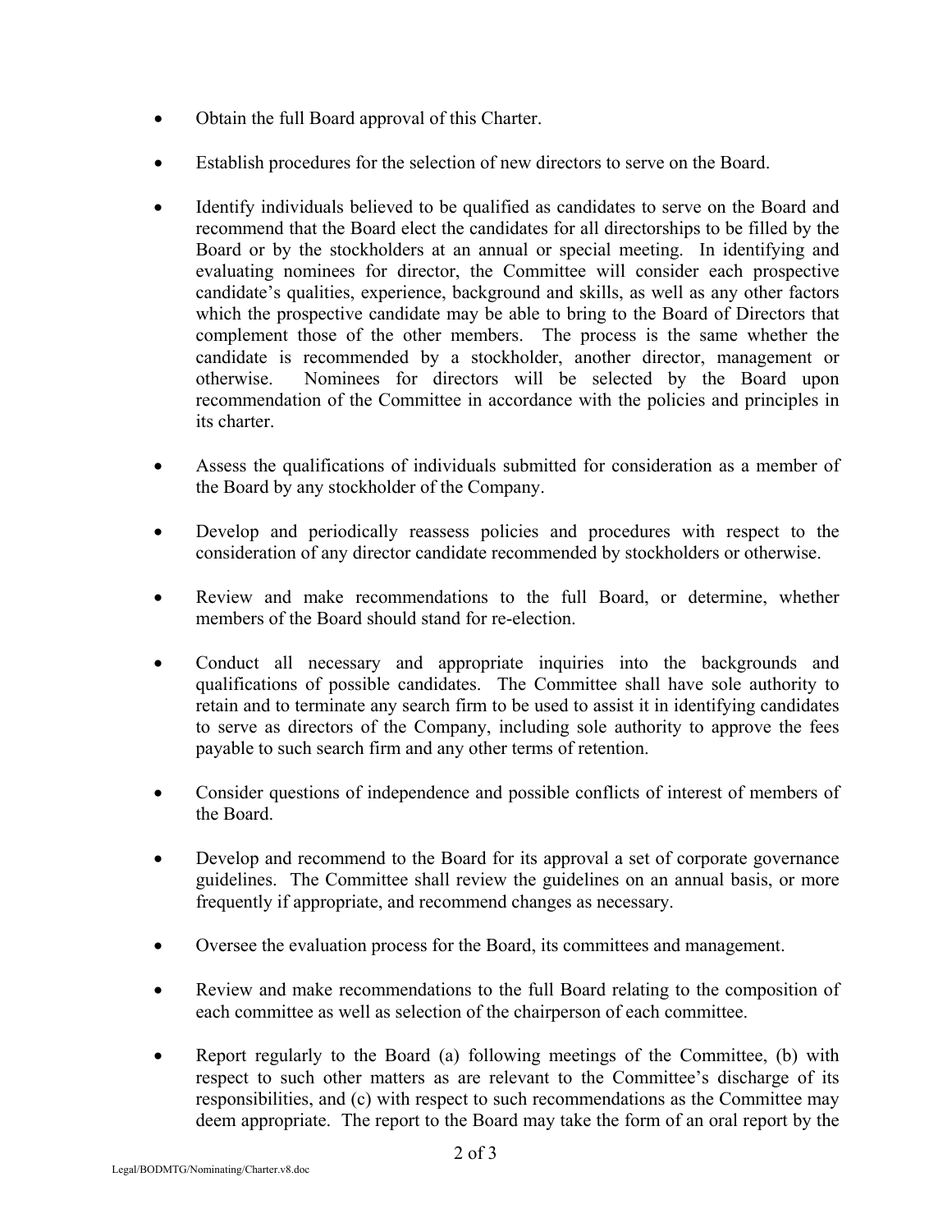- Obtain the full Board approval of this Charter.

- Establish procedures for the selection of new directors to serve on the Board.

- Identify individuals believed to be qualified as candidates to serve on the Board and recommend that the Board elect the candidates for all directorships to be filled by the Board or by the stockholders at an annual or special meeting. In identifying and evaluating nominees for director, the Committee will consider each prospective candidate's qualities, experience, background and skills, as well as any other factors which the prospective candidate may be able to bring to the Board of Directors that complement those of the other members. The process is the same whether the candidate is recommended by a stockholder, another director, management or otherwise. Nominees for directors will be selected by the Board upon recommendation of the Committee in accordance with the policies and principles in its charter.

- Assess the qualifications of individuals submitted for consideration as a member of the Board by any stockholder of the Company.

- Develop and periodically reassess policies and procedures with respect to the consideration of any director candidate recommended by stockholders or otherwise.

- Review and make recommendations to the full Board, or determine, whether members of the Board should stand for re-election.

- Conduct all necessary and appropriate inquiries into the backgrounds and qualifications of possible candidates. The Committee shall have sole authority to retain and to terminate any search firm to be used to assist it in identifying candidates to serve as directors of the Company, including sole authority to approve the fees payable to such search firm and any other terms of retention.

- Consider questions of independence and possible conflicts of interest of members of the Board.

- Develop and recommend to the Board for its approval a set of corporate governance guidelines. The Committee shall review the guidelines on an annual basis, or more frequently if appropriate, and recommend changes as necessary.

- Oversee the evaluation process for the Board, its committees and management.

- Review and make recommendations to the full Board relating to the composition of each committee as well as selection of the chairperson of each committee.

- Report regularly to the Board (a) following meetings of the Committee, (b) with respect to such other matters as are relevant to the Committee's discharge of its responsibilities, and (c) with respect to such recommendations as the Committee may deem appropriate. The report to the Board may take the form of an oral report by the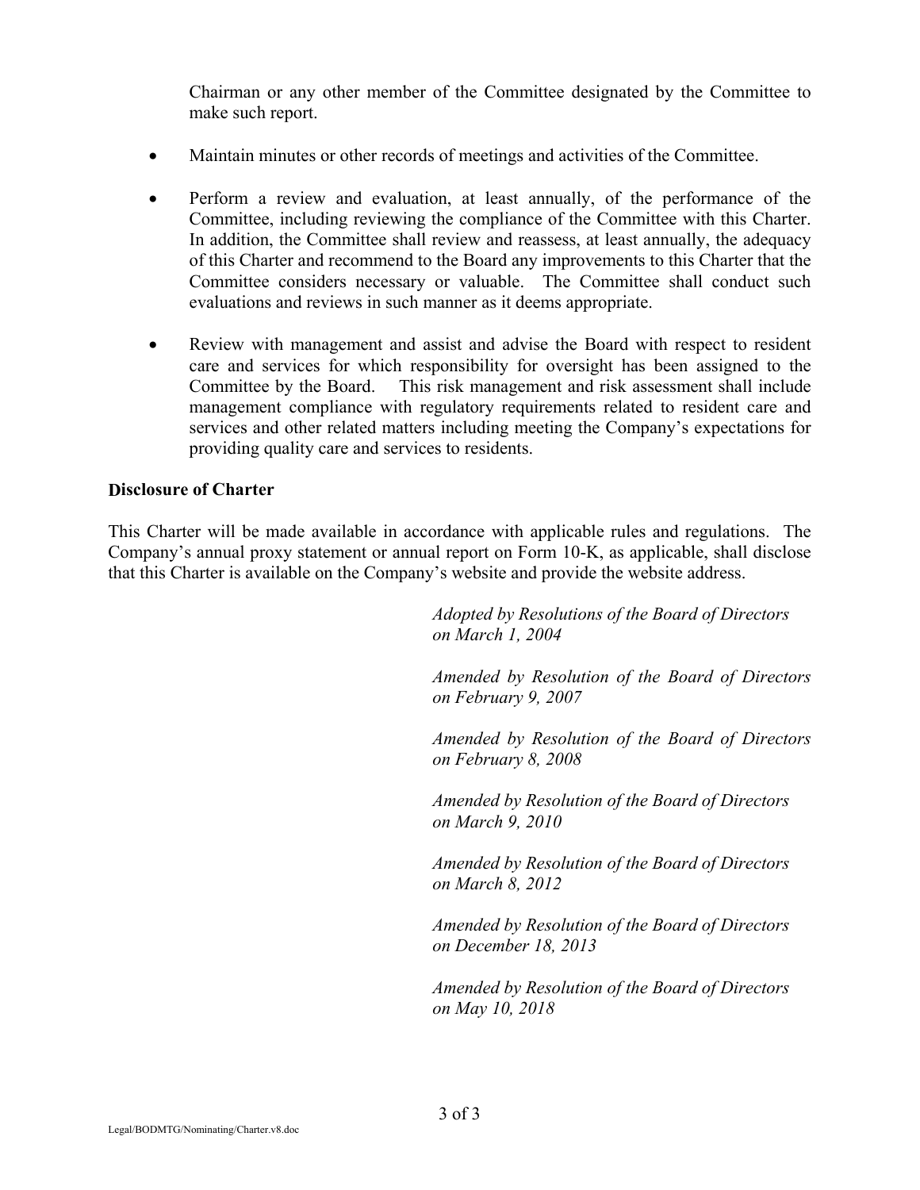Chairman or any other member of the Committee designated by the Committee to make such report.

- Maintain minutes or other records of meetings and activities of the Committee.

- Perform a review and evaluation, at least annually, of the performance of the Committee, including reviewing the compliance of the Committee with this Charter. In addition, the Committee shall review and reassess, at least annually, the adequacy of this Charter and recommend to the Board any improvements to this Charter that the Committee considers necessary or valuable. The Committee shall conduct such evaluations and reviews in such manner as it deems appropriate.

- Review with management and assist and advise the Board with respect to resident care and services for which responsibility for oversight has been assigned to the Committee by the Board. This risk management and risk assessment shall include management compliance with regulatory requirements related to resident care and services and other related matters including meeting the Company's expectations for providing quality care and services to residents.

**Disclosure of Charter**

This Charter will be made available in accordance with applicable rules and regulations. The Company's annual proxy statement or annual report on Form 10-K, as applicable, shall disclose that this Charter is available on the Company's website and provide the website address.

*Adopted by Resolutions of the Board of Directors on March 1, 2004*

*Amended by Resolution of the Board of Directors on February 9, 2007*

*Amended by Resolution of the Board of Directors on February 8, 2008*

*Amended by Resolution of the Board of Directors on March 9, 2010*

*Amended by Resolution of the Board of Directors on March 8, 2012*

*Amended by Resolution of the Board of Directors on December 18, 2013*

*Amended by Resolution of the Board of Directors on May 10, 2018*

Legal/BODMTG/Nominating/Charter.v8.doc